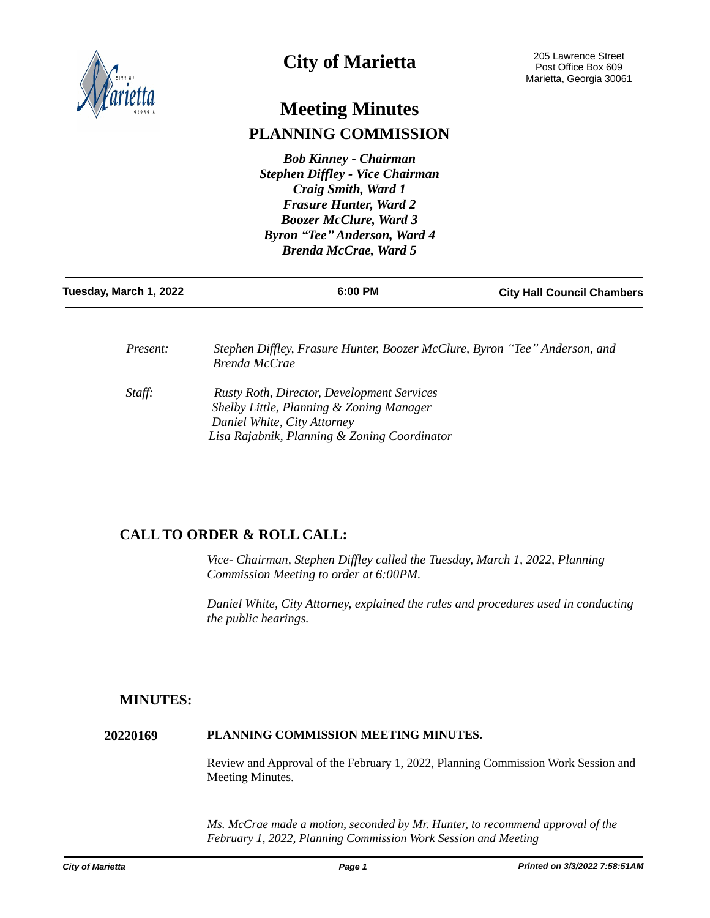# City of Marietta

205 Lawrence Street
Post Office Box 609
Marietta, Georgia 30061

## Meeting Minutes

## PLANNING COMMISSION

*Bob Kinney - Chairman*
*Stephen Diffley - Vice Chairman*
*Craig Smith, Ward 1*
*Frasure Hunter, Ward 2*
*Boozer McClure, Ward 3*
*Byron "Tee" Anderson, Ward 4*
*Brenda McCrae, Ward 5*

**Tuesday, March 1, 2022** | **6:00 PM** | **City Hall Council Chambers**

*Present:* *Stephen Diffley, Frasure Hunter, Boozer McClure, Byron "Tee" Anderson, and Brenda McCrae*

*Staff:*
*Rusty Roth, Director, Development Services*
*Shelby Little, Planning & Zoning Manager*
*Daniel White, City Attorney*
*Lisa Rajabnik, Planning & Zoning Coordinator*

## CALL TO ORDER & ROLL CALL:

*Vice- Chairman, Stephen Diffley called the Tuesday, March 1, 2022, Planning Commission Meeting to order at 6:00PM.*

*Daniel White, City Attorney, explained the rules and procedures used in conducting the public hearings.*

## MINUTES:

**20220169** **PLANNING COMMISSION MEETING MINUTES.**

Review and Approval of the February 1, 2022, Planning Commission Work Session and Meeting Minutes.

*Ms. McCrae made a motion, seconded by Mr. Hunter, to recommend approval of the February 1, 2022, Planning Commission Work Session and Meeting*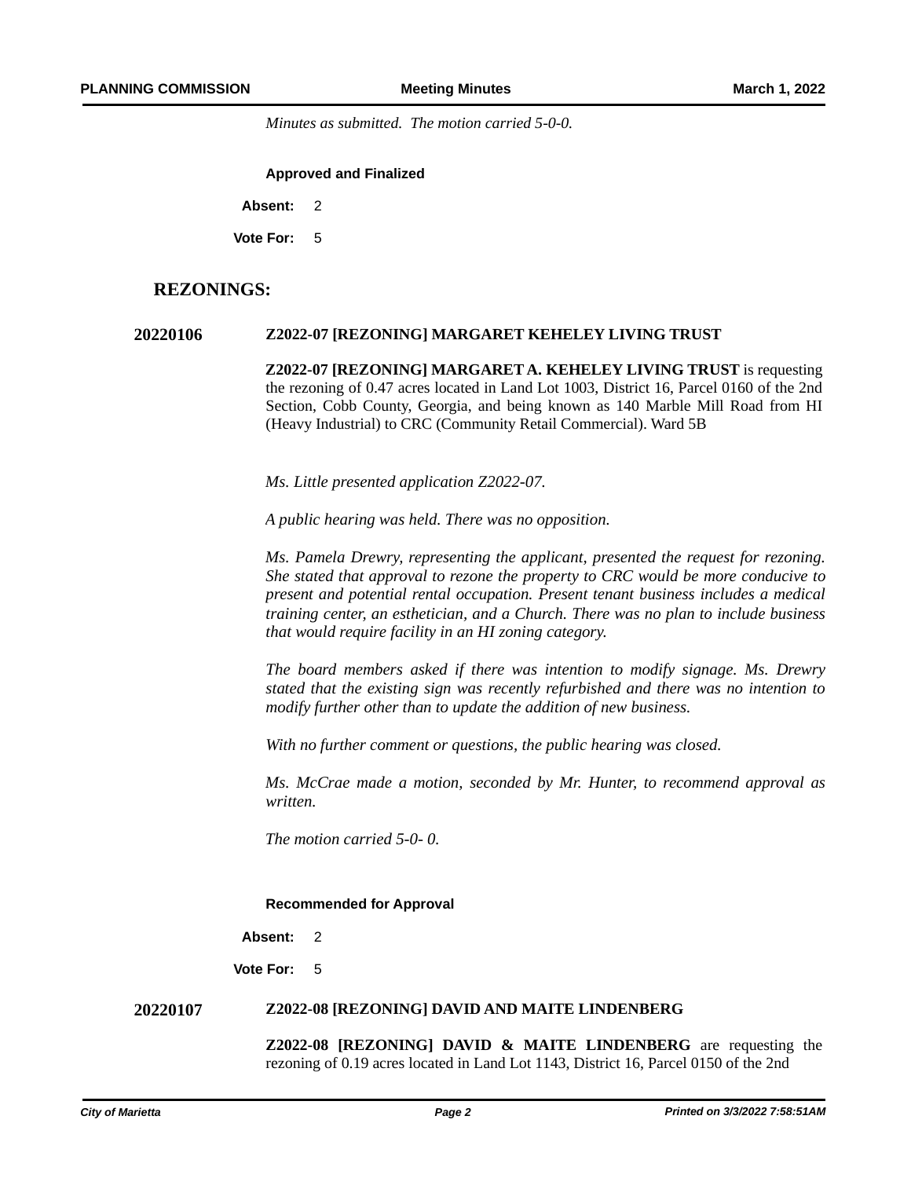*Minutes as submitted. The motion carried 5-0-0.*

**Approved and Finalized**

**Absent:** 2

**Vote For:** 5

## REZONINGS:

**20220106** **Z2022-07 [REZONING] MARGARET KEHELEY LIVING TRUST**

**Z2022-07 [REZONING] MARGARET A. KEHELEY LIVING TRUST** is requesting the rezoning of 0.47 acres located in Land Lot 1003, District 16, Parcel 0160 of the 2nd Section, Cobb County, Georgia, and being known as 140 Marble Mill Road from HI (Heavy Industrial) to CRC (Community Retail Commercial). Ward 5B

*Ms. Little presented application Z2022-07.*

*A public hearing was held. There was no opposition.*

*Ms. Pamela Drewry, representing the applicant, presented the request for rezoning. She stated that approval to rezone the property to CRC would be more conducive to present and potential rental occupation. Present tenant business includes a medical training center, an esthetician, and a Church. There was no plan to include business that would require facility in an HI zoning category.*

*The board members asked if there was intention to modify signage. Ms. Drewry stated that the existing sign was recently refurbished and there was no intention to modify further other than to update the addition of new business.*

*With no further comment or questions, the public hearing was closed.*

*Ms. McCrae made a motion, seconded by Mr. Hunter, to recommend approval as written.*

*The motion carried 5-0- 0.*

**Recommended for Approval**

**Absent:** 2

**Vote For:** 5

**20220107** **Z2022-08 [REZONING] DAVID AND MAITE LINDENBERG**

**Z2022-08 [REZONING] DAVID & MAITE LINDENBERG** are requesting the rezoning of 0.19 acres located in Land Lot 1143, District 16, Parcel 0150 of the 2nd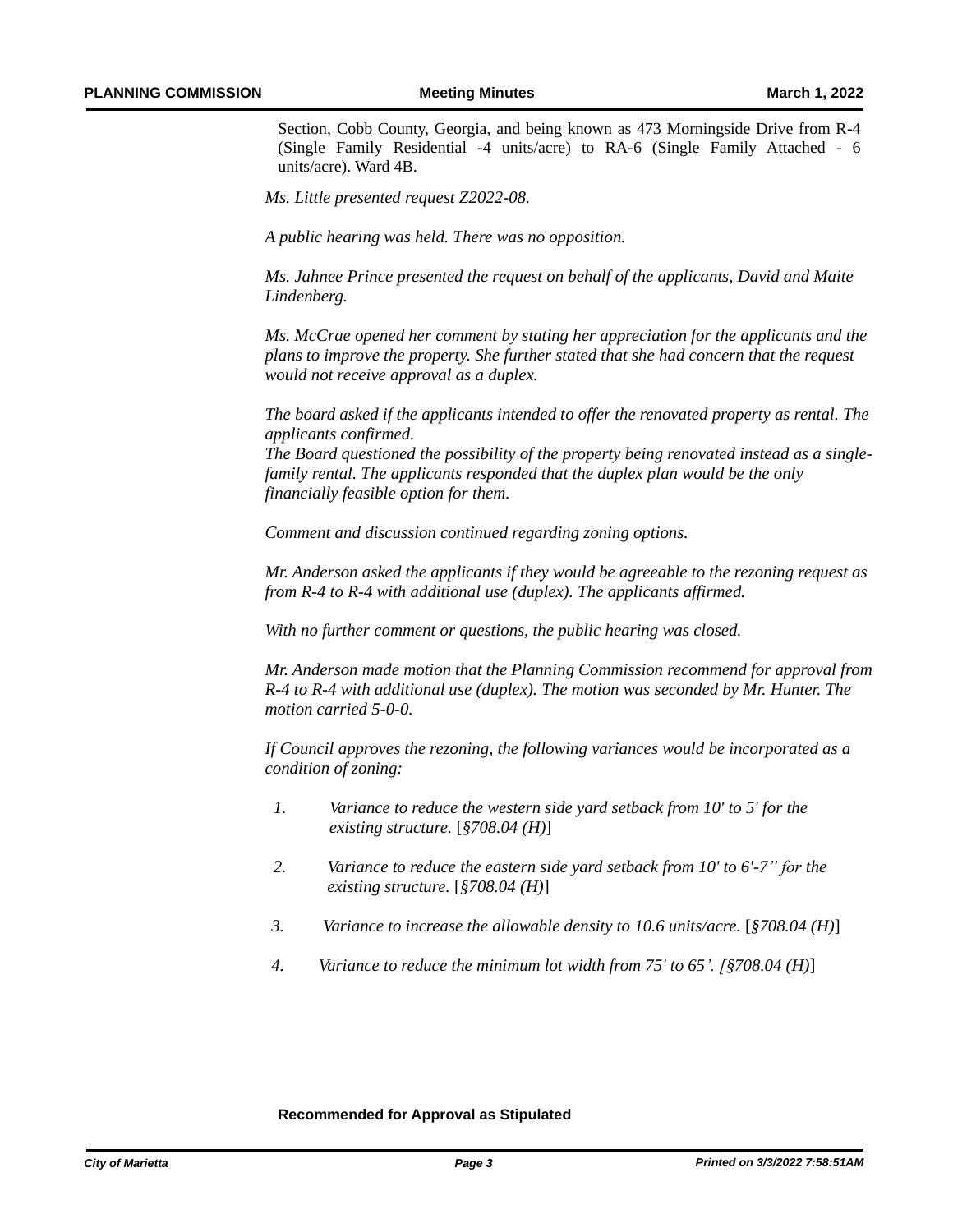Section, Cobb County, Georgia, and being known as 473 Morningside Drive from R-4 (Single Family Residential -4 units/acre) to RA-6 (Single Family Attached - 6 units/acre). Ward 4B.

*Ms. Little presented request Z2022-08.*

*A public hearing was held. There was no opposition.*

*Ms. Jahnee Prince presented the request on behalf of the applicants, David and Maite Lindenberg.*

*Ms. McCrae opened her comment by stating her appreciation for the applicants and the plans to improve the property. She further stated that she had concern that the request would not receive approval as a duplex.*

*The board asked if the applicants intended to offer the renovated property as rental. The applicants confirmed.*
*The Board questioned the possibility of the property being renovated instead as a single-family rental. The applicants responded that the duplex plan would be the only financially feasible option for them.*

*Comment and discussion continued regarding zoning options.*

*Mr. Anderson asked the applicants if they would be agreeable to the rezoning request as from R-4 to R-4 with additional use (duplex). The applicants affirmed.*

*With no further comment or questions, the public hearing was closed.*

*Mr. Anderson made motion that the Planning Commission recommend for approval from R-4 to R-4 with additional use (duplex). The motion was seconded by Mr. Hunter. The motion carried 5-0-0.*

*If Council approves the rezoning, the following variances would be incorporated as a condition of zoning:*

1. *Variance to reduce the western side yard setback from 10' to 5' for the existing structure.* [*§708.04 (H)*]
2. *Variance to reduce the eastern side yard setback from 10' to 6'-7" for the existing structure.* [*§708.04 (H)*]
3. *Variance to increase the allowable density to 10.6 units/acre.* [*§708.04 (H)*]
4. *Variance to reduce the minimum lot width from 75' to 65'. [§708.04 (H)*]

**Recommended for Approval as Stipulated**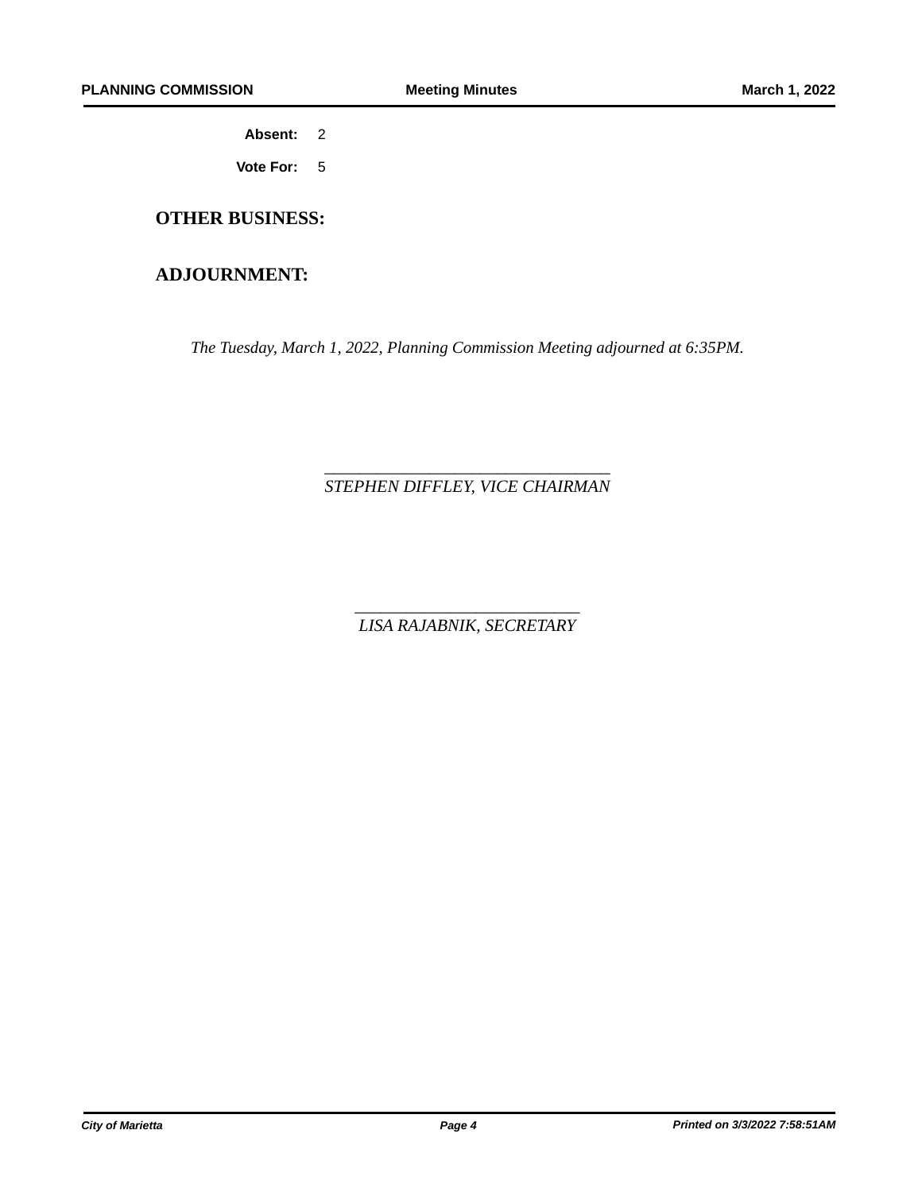**Absent:** 2

**Vote For:** 5

## OTHER BUSINESS:

## ADJOURNMENT:

*The Tuesday, March 1, 2022, Planning Commission Meeting adjourned at 6:35PM.*

_________________________________
*STEPHEN DIFFLEY, VICE CHAIRMAN*

__________________________
*LISA RAJABNIK, SECRETARY*